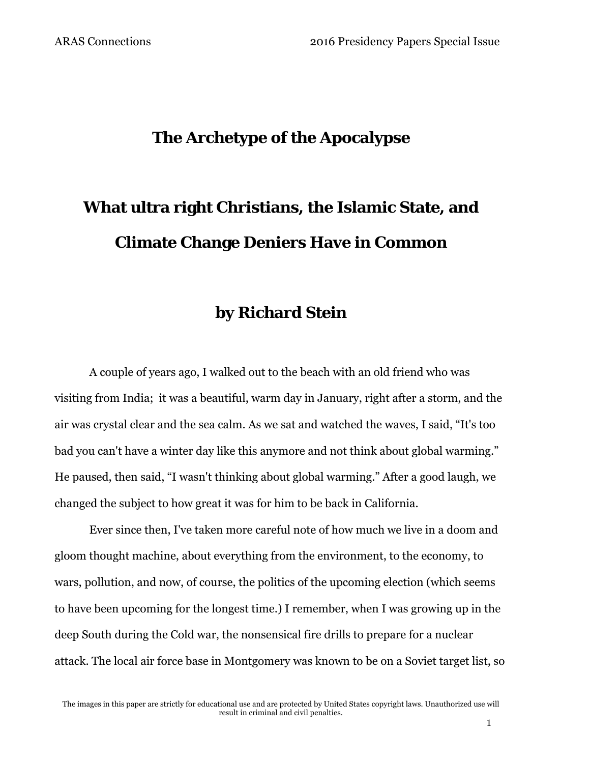# The Archetype of the Apocalypse

## What ultra right Christians, the Islamic State, and Climate Change Deniers Have in Common

### by Richard Stein

A couple of years ago, I walked out to the beach with an old friend who was visiting from India; it was a beautiful, warm day in January, right after a storm, and the air was crystal clear and the sea calm. As we sat and watched the waves, I said, "It's too bad you can't have a winter day like this anymore and not think about global warming." He paused, then said, "I wasn't thinking about global warming." After a good laugh, we changed the subject to how great it was for him to be back in California.

Ever since then, I've taken more careful note of how much we live in a doom and gloom thought machine, about everything from the environment, to the economy, to wars, pollution, and now, of course, the politics of the upcoming election (which seems to have been upcoming for the longest time.) I remember, when I was growing up in the deep South during the Cold war, the nonsensical fire drills to prepare for a nuclear attack. The local air force base in Montgomery was known to be on a Soviet target list, so

The images in this paper are strictly for educational use and are protected by United States copyright laws. Unauthorized use will result in criminal and civil penalties.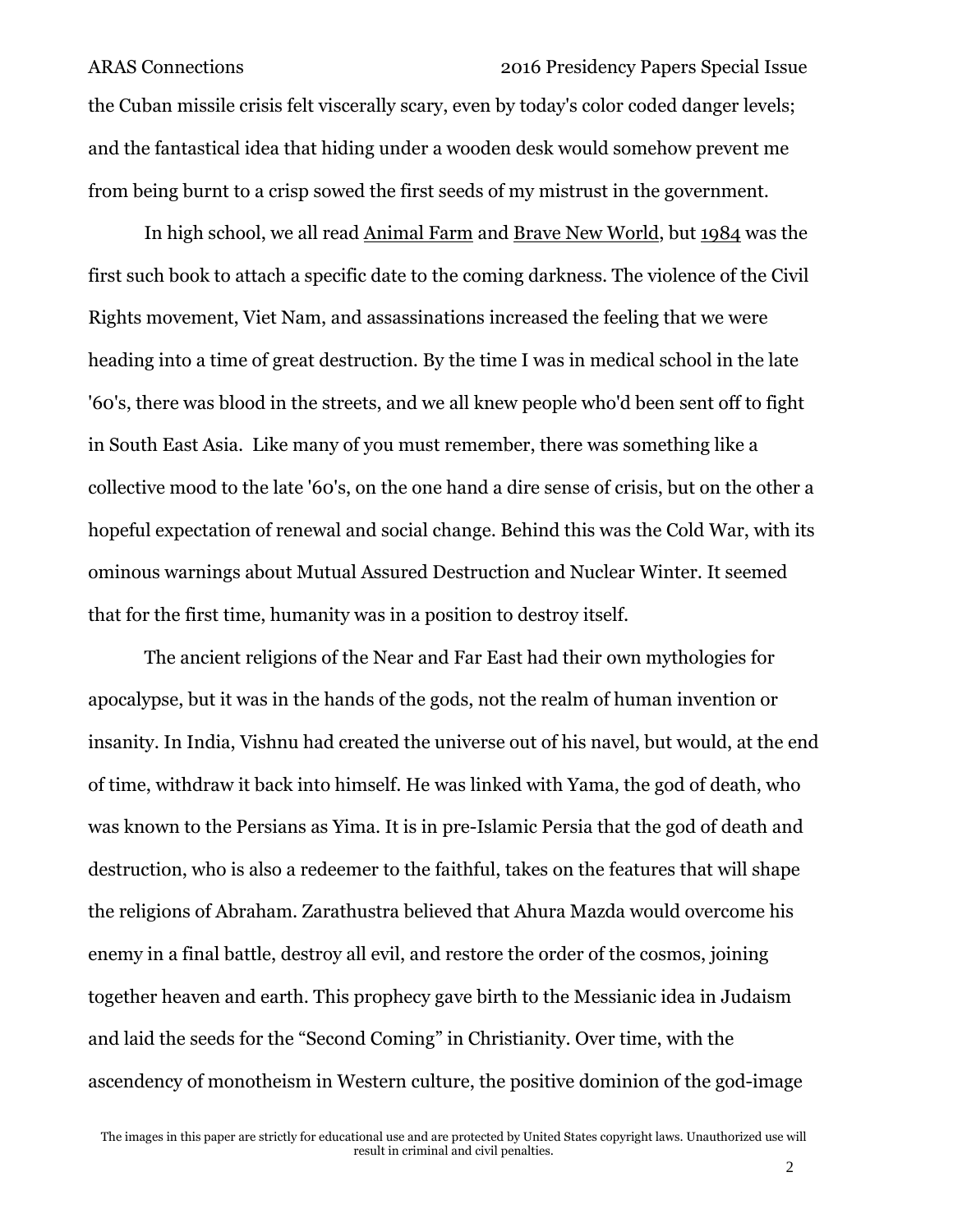the Cuban missile crisis felt viscerally scary, even by today's color coded danger levels; and the fantastical idea that hiding under a wooden desk would somehow prevent me from being burnt to a crisp sowed the first seeds of my mistrust in the government.

In high school, we all read Animal Farm and Brave New World, but 1984 was the first such book to attach a specific date to the coming darkness. The violence of the Civil Rights movement, Viet Nam, and assassinations increased the feeling that we were heading into a time of great destruction. By the time I was in medical school in the late '60's, there was blood in the streets, and we all knew people who'd been sent off to fight in South East Asia. Like many of you must remember, there was something like a collective mood to the late '60's, on the one hand a dire sense of crisis, but on the other a hopeful expectation of renewal and social change. Behind this was the Cold War, with its ominous warnings about Mutual Assured Destruction and Nuclear Winter. It seemed that for the first time, humanity was in a position to destroy itself.

The ancient religions of the Near and Far East had their own mythologies for apocalypse, but it was in the hands of the gods, not the realm of human invention or insanity. In India, Vishnu had created the universe out of his navel, but would, at the end of time, withdraw it back into himself. He was linked with Yama, the god of death, who was known to the Persians as Yima. It is in pre-Islamic Persia that the god of death and destruction, who is also a redeemer to the faithful, takes on the features that will shape the religions of Abraham. Zarathustra believed that Ahura Mazda would overcome his enemy in a final battle, destroy all evil, and restore the order of the cosmos, joining together heaven and earth. This prophecy gave birth to the Messianic idea in Judaism and laid the seeds for the "Second Coming" in Christianity. Over time, with the ascendency of monotheism in Western culture, the positive dominion of the god-image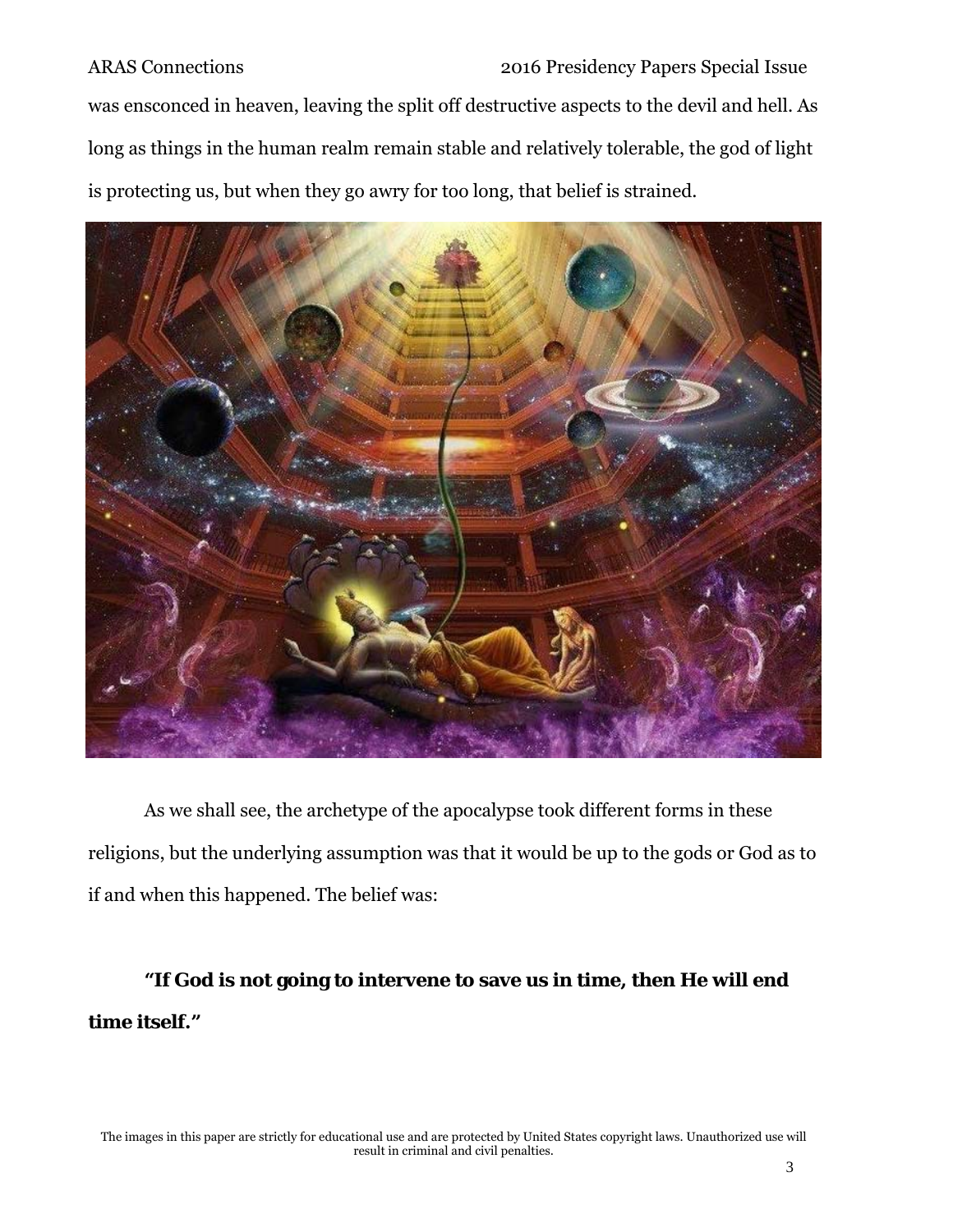was ensconced in heaven, leaving the split off destructive aspects to the devil and hell. As long as things in the human realm remain stable and relatively tolerable, the god of light is protecting us, but when they go awry for too long, that belief is strained.

As we shall see, the archetype of the apocalypse took different forms in these religions, but the underlying assumption was that it would be up to the gods or God as to if and when this happened. The belief was:

***"If God is not going to intervene to save us in time, then He will end time itself."***

The images in this paper are strictly for educational use and are protected by United States copyright laws. Unauthorized use will result in criminal and civil penalties.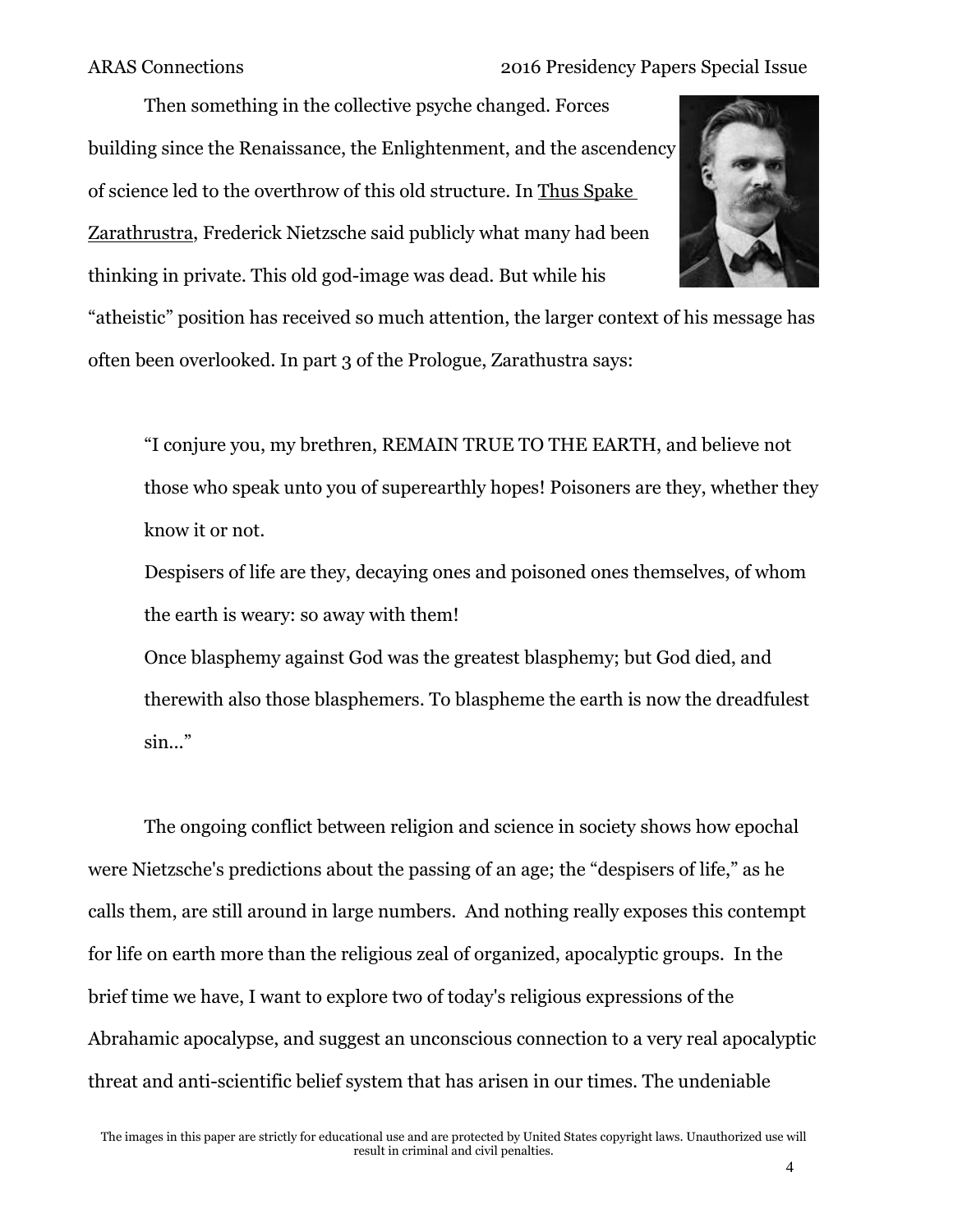Then something in the collective psyche changed. Forces building since the Renaissance, the Enlightenment, and the ascendency of science led to the overthrow of this old structure. In Thus Spake Zarathrustra, Frederick Nietzsche said publicly what many had been thinking in private. This old god-image was dead. But while his "atheistic" position has received so much attention, the larger context of his message has often been overlooked. In part 3 of the Prologue, Zarathustra says:

> "I conjure you, my brethren, REMAIN TRUE TO THE EARTH, and believe not those who speak unto you of superearthly hopes! Poisoners are they, whether they know it or not.
>
> Despisers of life are they, decaying ones and poisoned ones themselves, of whom the earth is weary: so away with them!
>
> Once blasphemy against God was the greatest blasphemy; but God died, and therewith also those blasphemers. To blaspheme the earth is now the dreadfulest sin…"

The ongoing conflict between religion and science in society shows how epochal were Nietzsche's predictions about the passing of an age; the "despisers of life," as he calls them, are still around in large numbers. And nothing really exposes this contempt for life on earth more than the religious zeal of organized, apocalyptic groups. In the brief time we have, I want to explore two of today's religious expressions of the Abrahamic apocalypse, and suggest an unconscious connection to a very real apocalyptic threat and anti-scientific belief system that has arisen in our times. The undeniable

The images in this paper are strictly for educational use and are protected by United States copyright laws. Unauthorized use will result in criminal and civil penalties.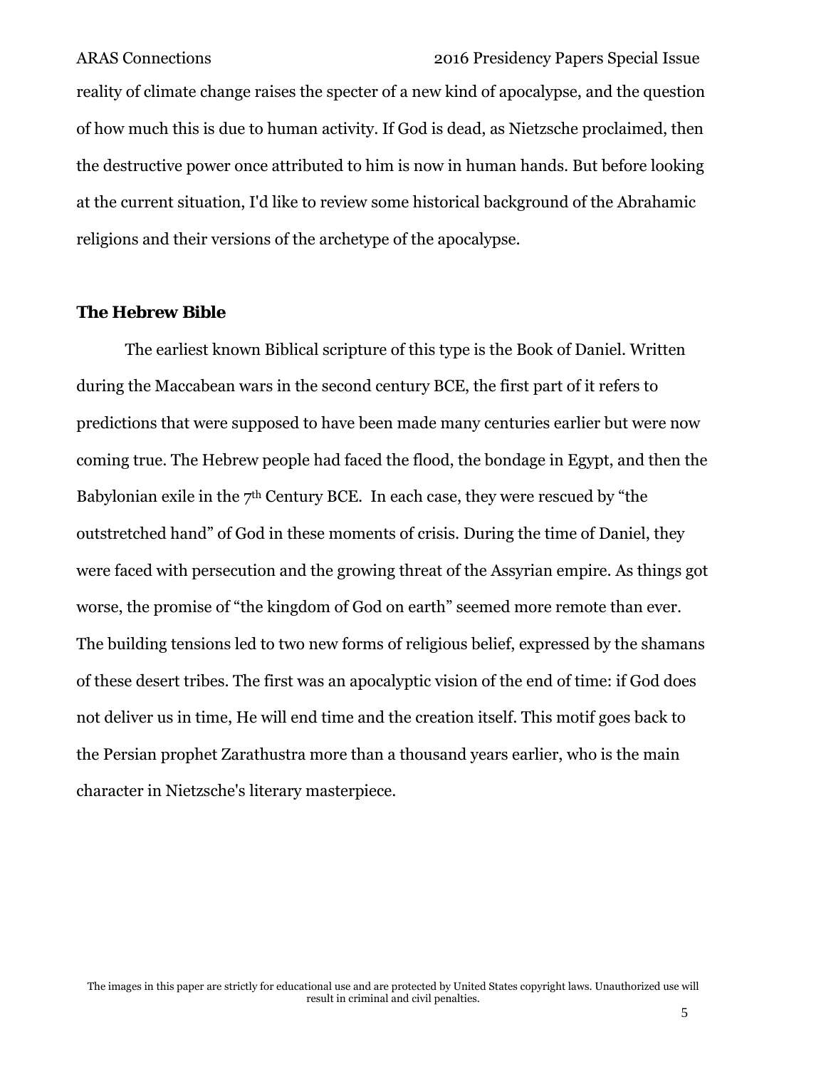reality of climate change raises the specter of a new kind of apocalypse, and the question of how much this is due to human activity. If God is dead, as Nietzsche proclaimed, then the destructive power once attributed to him is now in human hands. But before looking at the current situation, I'd like to review some historical background of the Abrahamic religions and their versions of the archetype of the apocalypse.

## The Hebrew Bible

The earliest known Biblical scripture of this type is the Book of Daniel. Written during the Maccabean wars in the second century BCE, the first part of it refers to predictions that were supposed to have been made many centuries earlier but were now coming true. The Hebrew people had faced the flood, the bondage in Egypt, and then the Babylonian exile in the 7th Century BCE. In each case, they were rescued by "the outstretched hand" of God in these moments of crisis. During the time of Daniel, they were faced with persecution and the growing threat of the Assyrian empire. As things got worse, the promise of "the kingdom of God on earth" seemed more remote than ever. The building tensions led to two new forms of religious belief, expressed by the shamans of these desert tribes. The first was an apocalyptic vision of the end of time: if God does not deliver us in time, He will end time and the creation itself. This motif goes back to the Persian prophet Zarathustra more than a thousand years earlier, who is the main character in Nietzsche's literary masterpiece.

The images in this paper are strictly for educational use and are protected by United States copyright laws. Unauthorized use will result in criminal and civil penalties.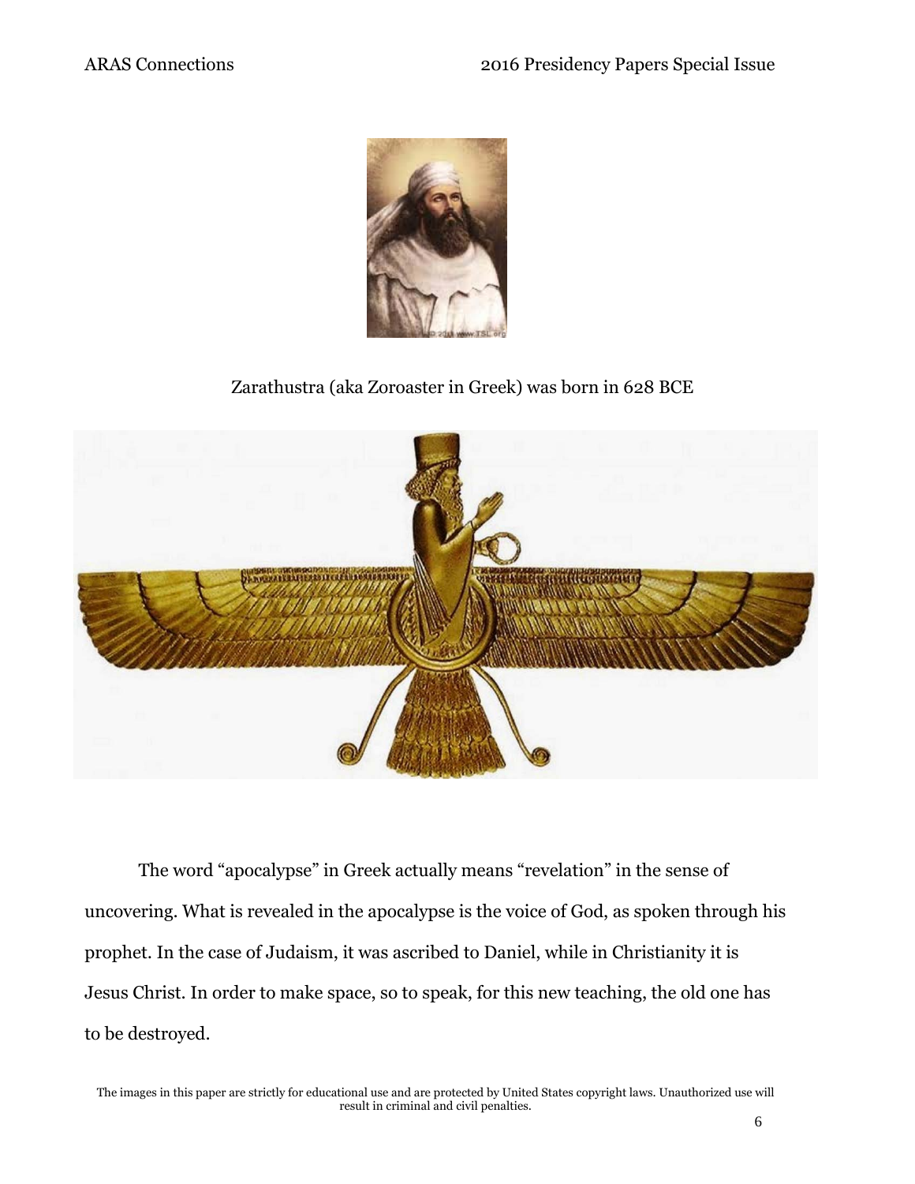Zarathustra (aka Zoroaster in Greek) was born in 628 BCE

The word "apocalypse" in Greek actually means "revelation" in the sense of uncovering. What is revealed in the apocalypse is the voice of God, as spoken through his prophet. In the case of Judaism, it was ascribed to Daniel, while in Christianity it is Jesus Christ. In order to make space, so to speak, for this new teaching, the old one has to be destroyed.

The images in this paper are strictly for educational use and are protected by United States copyright laws. Unauthorized use will result in criminal and civil penalties.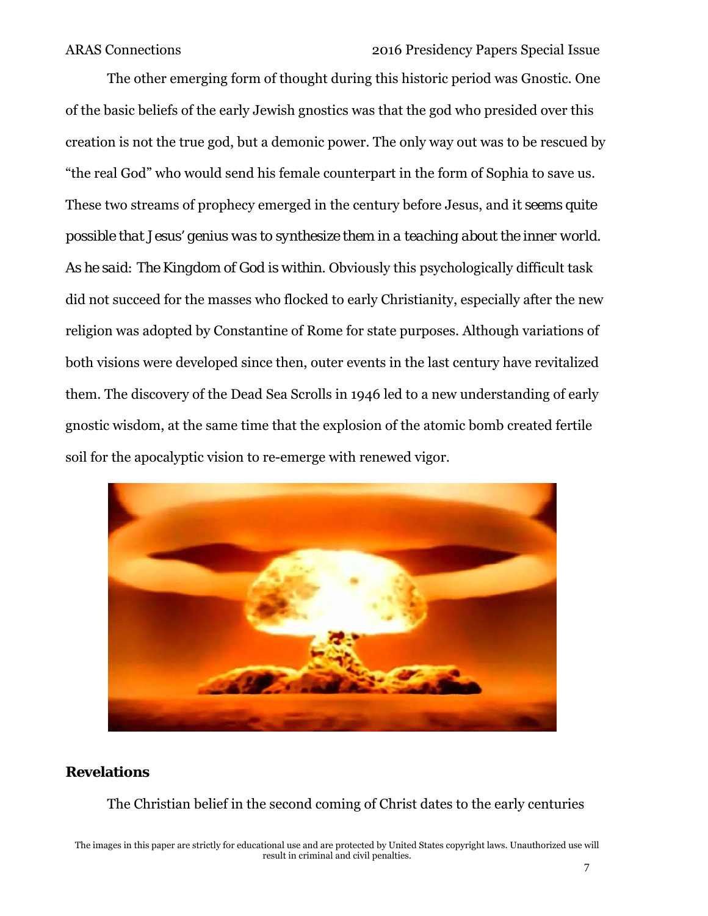The other emerging form of thought during this historic period was Gnostic. One of the basic beliefs of the early Jewish gnostics was that the god who presided over this creation is not the true god, but a demonic power. The only way out was to be rescued by "the real God" who would send his female counterpart in the form of Sophia to save us. These two streams of prophecy emerged in the century before Jesus, and it seems quite possible that Jesus' genius was to synthesize them in a teaching about the inner world. As he said: The Kingdom of God is within. Obviously this psychologically difficult task did not succeed for the masses who flocked to early Christianity, especially after the new religion was adopted by Constantine of Rome for state purposes. Although variations of both visions were developed since then, outer events in the last century have revitalized them. The discovery of the Dead Sea Scrolls in 1946 led to a new understanding of early gnostic wisdom, at the same time that the explosion of the atomic bomb created fertile soil for the apocalyptic vision to re-emerge with renewed vigor.

## Revelations

The Christian belief in the second coming of Christ dates to the early centuries

The images in this paper are strictly for educational use and are protected by United States copyright laws. Unauthorized use will result in criminal and civil penalties.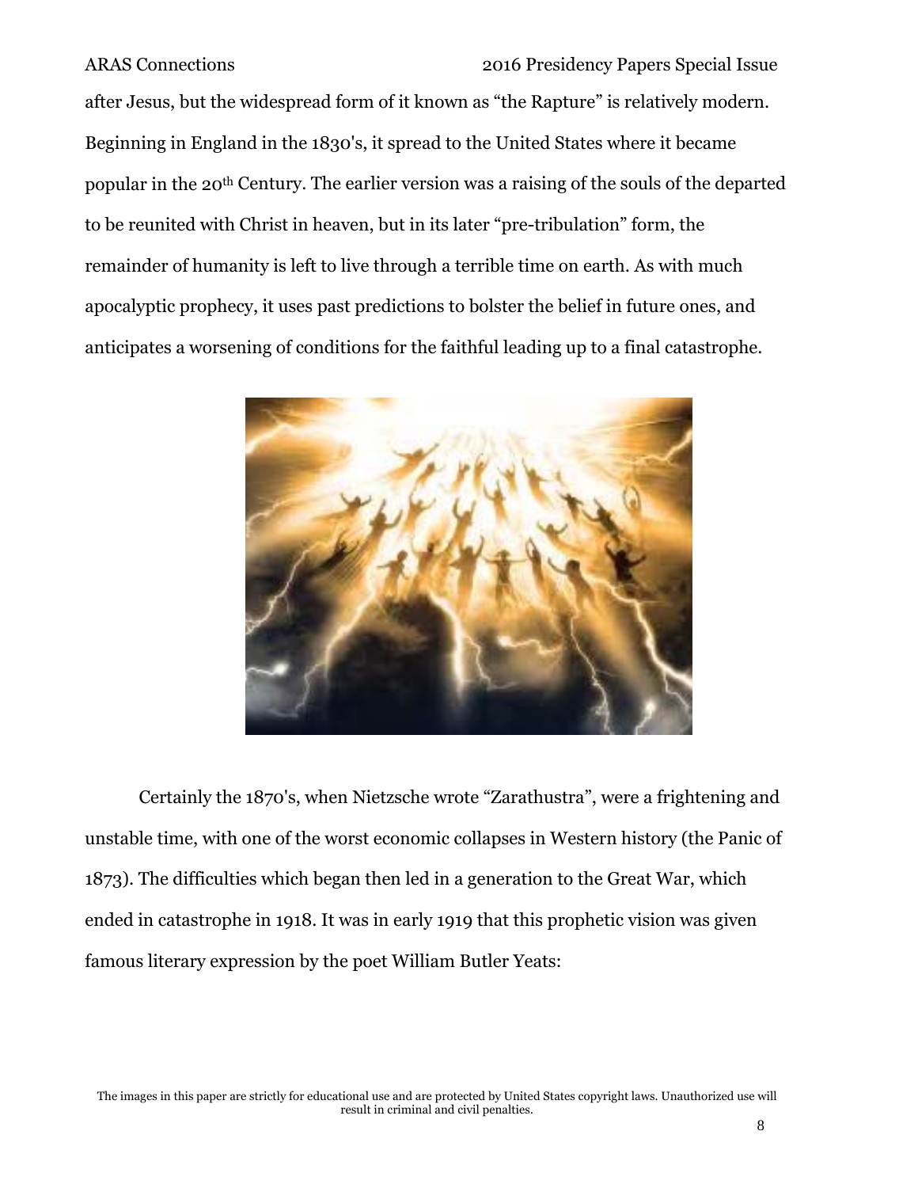after Jesus, but the widespread form of it known as “the Rapture” is relatively modern. Beginning in England in the 1830's, it spread to the United States where it became popular in the 20th Century. The earlier version was a raising of the souls of the departed to be reunited with Christ in heaven, but in its later “pre-tribulation” form, the remainder of humanity is left to live through a terrible time on earth. As with much apocalyptic prophecy, it uses past predictions to bolster the belief in future ones, and anticipates a worsening of conditions for the faithful leading up to a final catastrophe.

Certainly the 1870's, when Nietzsche wrote “Zarathustra”, were a frightening and unstable time, with one of the worst economic collapses in Western history (the Panic of 1873). The difficulties which began then led in a generation to the Great War, which ended in catastrophe in 1918. It was in early 1919 that this prophetic vision was given famous literary expression by the poet William Butler Yeats:

The images in this paper are strictly for educational use and are protected by United States copyright laws. Unauthorized use will result in criminal and civil penalties.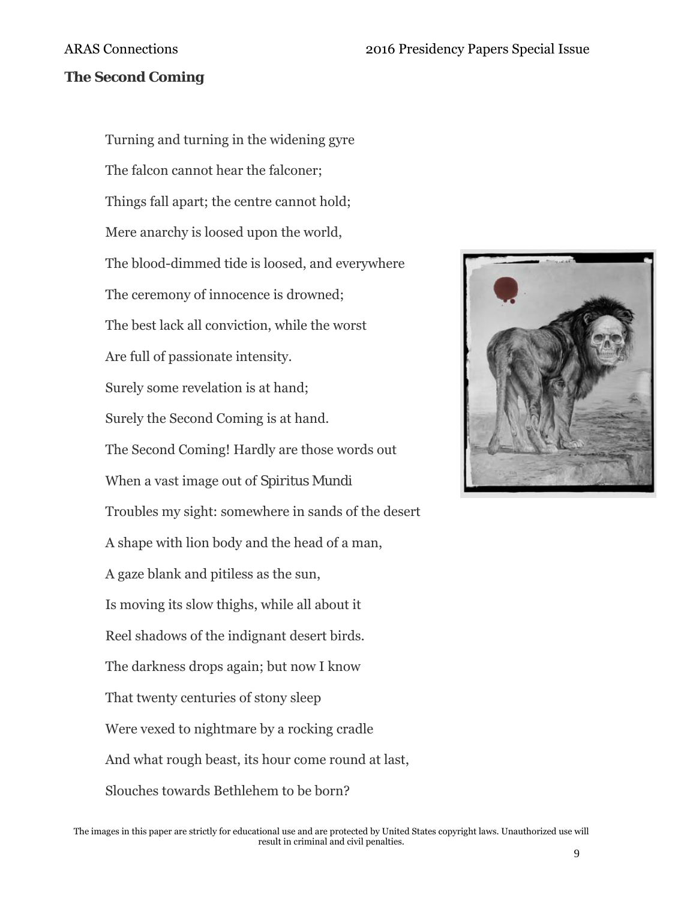**The Second Coming**

Turning and turning in the widening gyre

The falcon cannot hear the falconer;

Things fall apart; the centre cannot hold;

Mere anarchy is loosed upon the world,

The blood-dimmed tide is loosed, and everywhere

The ceremony of innocence is drowned;

The best lack all conviction, while the worst

Are full of passionate intensity.

Surely some revelation is at hand;

Surely the Second Coming is at hand.

The Second Coming! Hardly are those words out

When a vast image out of *Spiritus Mundi*

Troubles my sight: somewhere in sands of the desert

A shape with lion body and the head of a man,

A gaze blank and pitiless as the sun,

Is moving its slow thighs, while all about it

Reel shadows of the indignant desert birds.

The darkness drops again; but now I know

That twenty centuries of stony sleep

Were vexed to nightmare by a rocking cradle

And what rough beast, its hour come round at last,

Slouches towards Bethlehem to be born?

The images in this paper are strictly for educational use and are protected by United States copyright laws. Unauthorized use will result in criminal and civil penalties.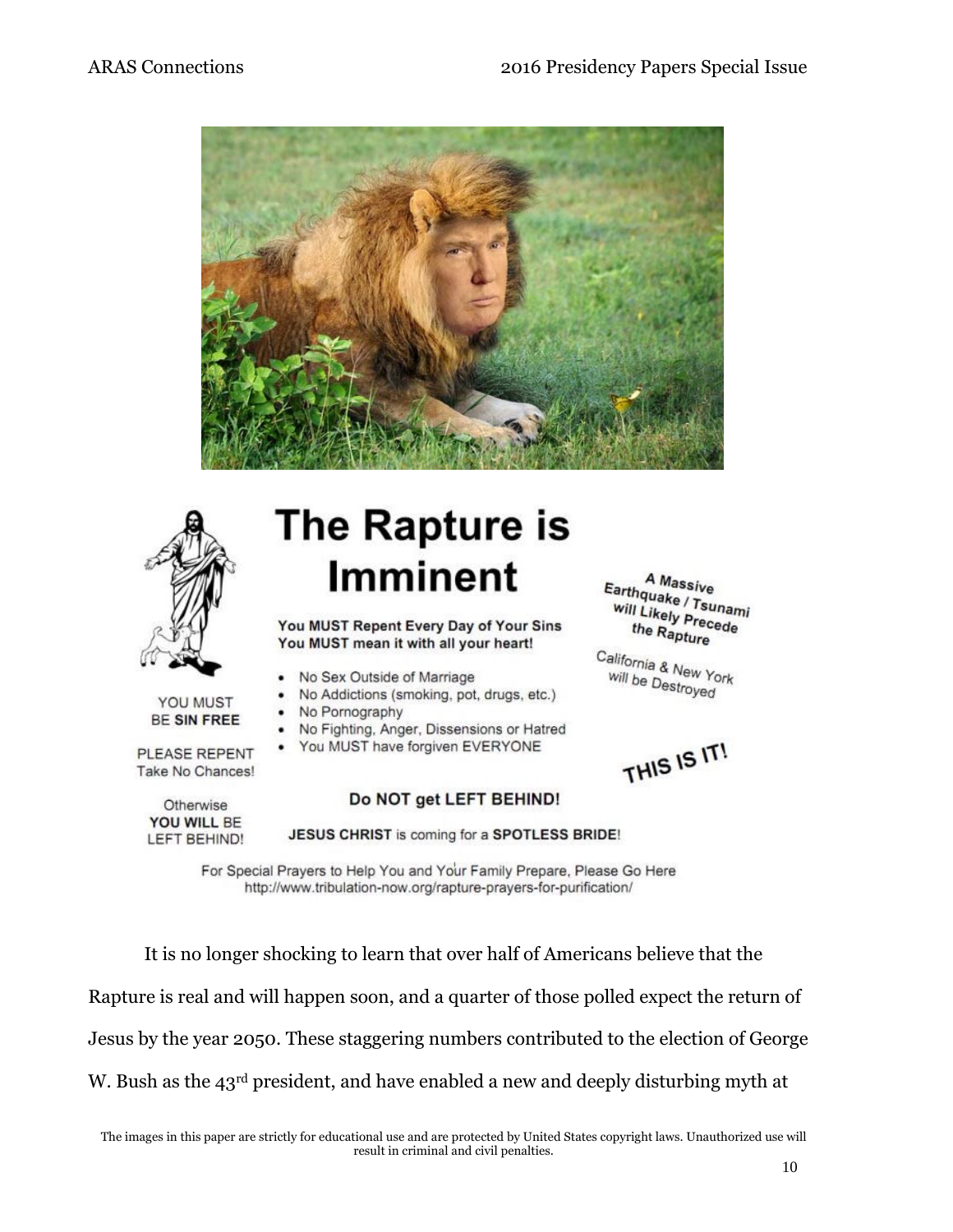# The Rapture is Imminent

You MUST Repent Every Day of Your Sins
You MUST mean it with all your heart!

- No Sex Outside of Marriage
- No Addictions (smoking, pot, drugs, etc.)
- No Pornography
- No Fighting, Anger, Dissensions or Hatred
- You MUST have forgiven EVERYONE

A Massive Earthquake / Tsunami will Likely Precede the Rapture

California & New York will be Destroyed

THIS IS IT!

YOU MUST BE **SIN FREE**

PLEASE REPENT
Take No Chances!

Otherwise
**YOU WILL** BE
LEFT BEHIND!

**Do NOT get LEFT BEHIND!**

**JESUS CHRIST** is coming for a **SPOTLESS BRIDE**!

For Special Prayers to Help You and Your Family Prepare, Please Go Here
http://www.tribulation-now.org/rapture-prayers-for-purification/

It is no longer shocking to learn that over half of Americans believe that the Rapture is real and will happen soon, and a quarter of those polled expect the return of Jesus by the year 2050. These staggering numbers contributed to the election of George W. Bush as the 43rd president, and have enabled a new and deeply disturbing myth at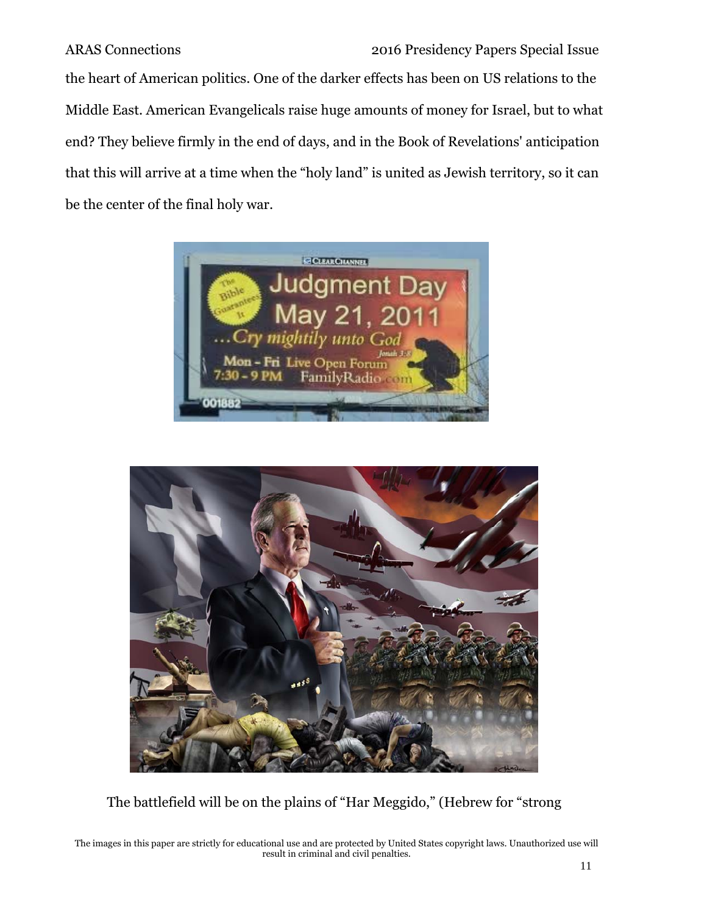the heart of American politics. One of the darker effects has been on US relations to the Middle East. American Evangelicals raise huge amounts of money for Israel, but to what end? They believe firmly in the end of days, and in the Book of Revelations' anticipation that this will arrive at a time when the "holy land" is united as Jewish territory, so it can be the center of the final holy war.

The battlefield will be on the plains of "Har Meggido," (Hebrew for "strong

The images in this paper are strictly for educational use and are protected by United States copyright laws. Unauthorized use will result in criminal and civil penalties.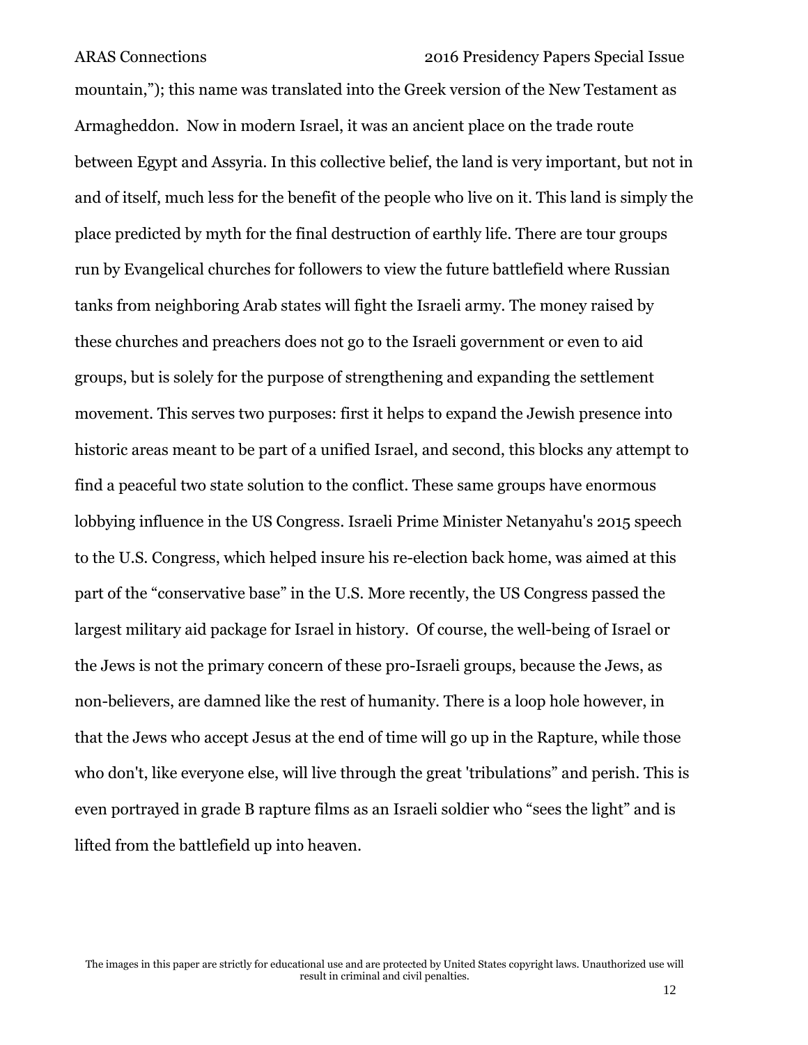mountain,"); this name was translated into the Greek version of the New Testament as Armagheddon. Now in modern Israel, it was an ancient place on the trade route between Egypt and Assyria. In this collective belief, the land is very important, but not in and of itself, much less for the benefit of the people who live on it. This land is simply the place predicted by myth for the final destruction of earthly life. There are tour groups run by Evangelical churches for followers to view the future battlefield where Russian tanks from neighboring Arab states will fight the Israeli army. The money raised by these churches and preachers does not go to the Israeli government or even to aid groups, but is solely for the purpose of strengthening and expanding the settlement movement. This serves two purposes: first it helps to expand the Jewish presence into historic areas meant to be part of a unified Israel, and second, this blocks any attempt to find a peaceful two state solution to the conflict. These same groups have enormous lobbying influence in the US Congress. Israeli Prime Minister Netanyahu's 2015 speech to the U.S. Congress, which helped insure his re-election back home, was aimed at this part of the "conservative base" in the U.S. More recently, the US Congress passed the largest military aid package for Israel in history. Of course, the well-being of Israel or the Jews is not the primary concern of these pro-Israeli groups, because the Jews, as non-believers, are damned like the rest of humanity. There is a loop hole however, in that the Jews who accept Jesus at the end of time will go up in the Rapture, while those who don't, like everyone else, will live through the great 'tribulations" and perish. This is even portrayed in grade B rapture films as an Israeli soldier who "sees the light" and is lifted from the battlefield up into heaven.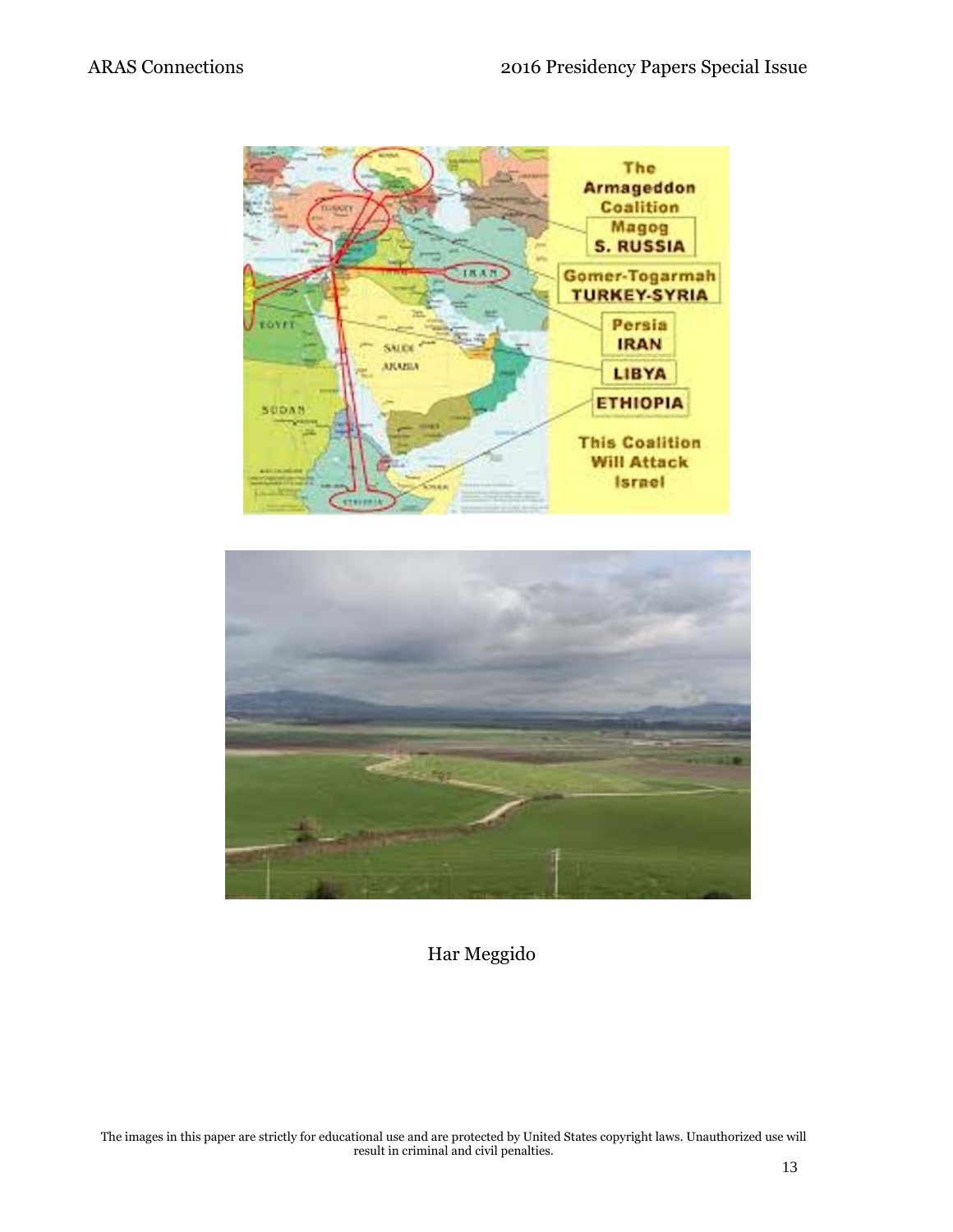Har Meggido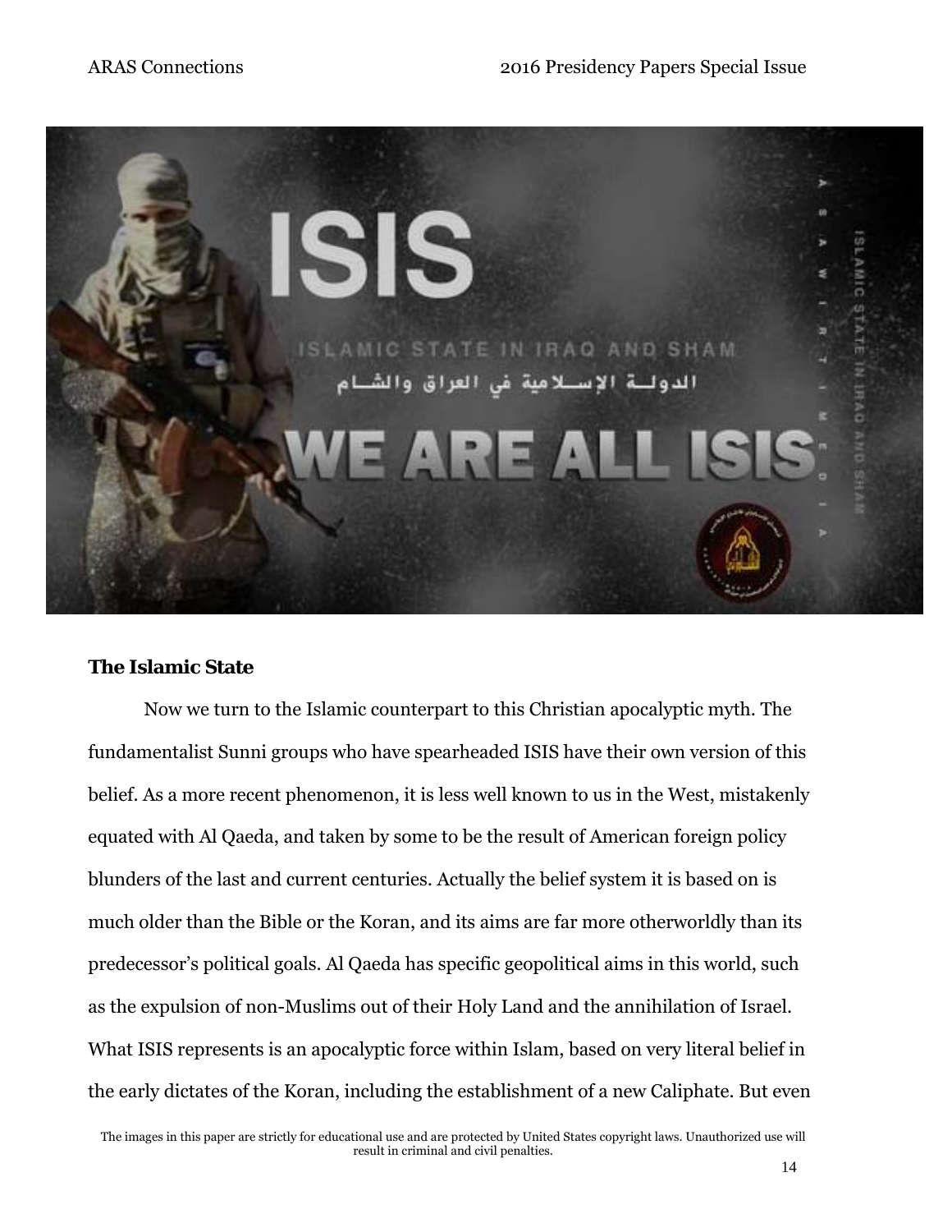**The Islamic State**

Now we turn to the Islamic counterpart to this Christian apocalyptic myth. The fundamentalist Sunni groups who have spearheaded ISIS have their own version of this belief. As a more recent phenomenon, it is less well known to us in the West, mistakenly equated with Al Qaeda, and taken by some to be the result of American foreign policy blunders of the last and current centuries. Actually the belief system it is based on is much older than the Bible or the Koran, and its aims are far more otherworldly than its predecessor's political goals. Al Qaeda has specific geopolitical aims in this world, such as the expulsion of non-Muslims out of their Holy Land and the annihilation of Israel. What ISIS represents is an apocalyptic force within Islam, based on very literal belief in the early dictates of the Koran, including the establishment of a new Caliphate. But even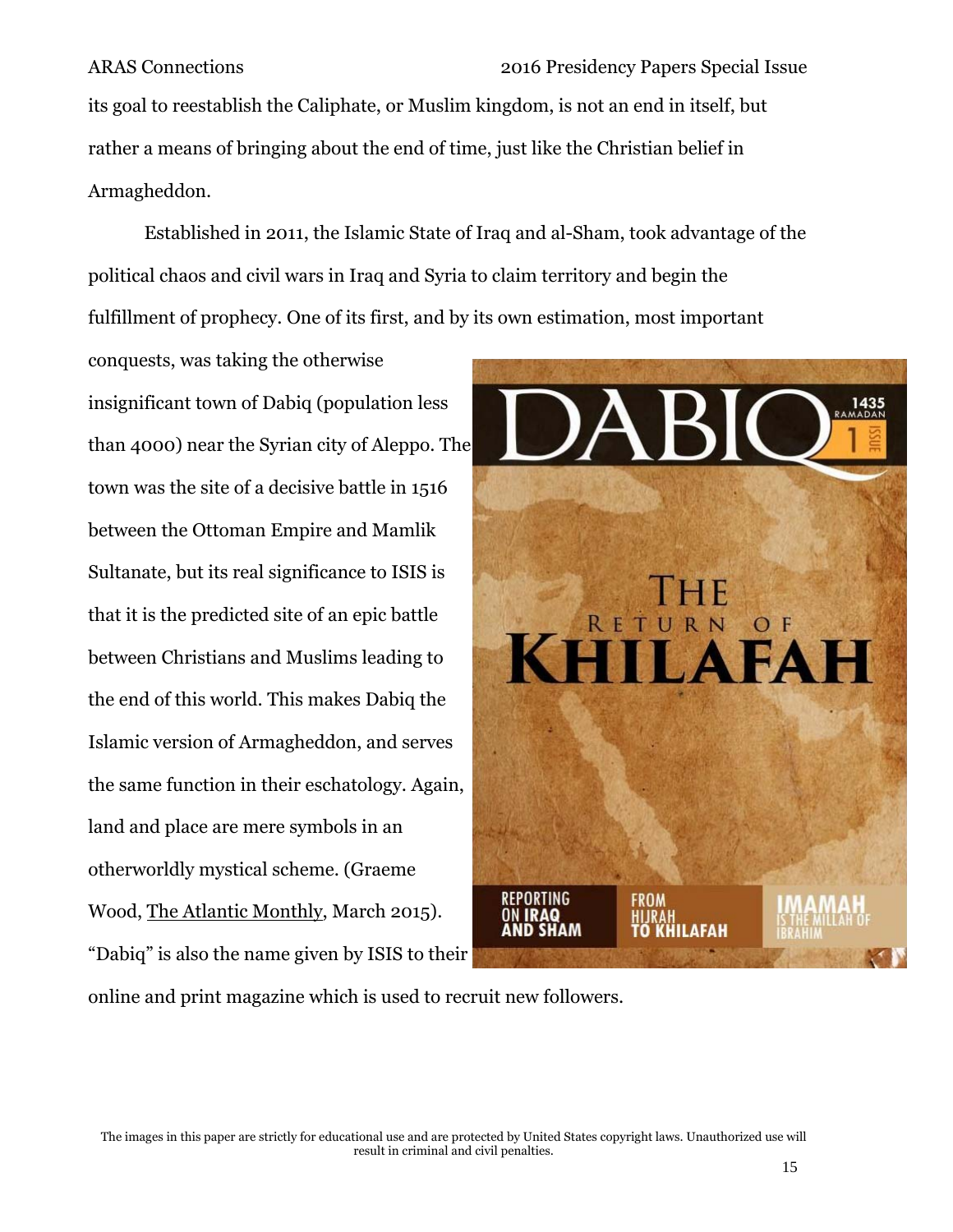its goal to reestablish the Caliphate, or Muslim kingdom, is not an end in itself, but rather a means of bringing about the end of time, just like the Christian belief in Armagheddon.

Established in 2011, the Islamic State of Iraq and al-Sham, took advantage of the political chaos and civil wars in Iraq and Syria to claim territory and begin the fulfillment of prophecy. One of its first, and by its own estimation, most important conquests, was taking the otherwise insignificant town of Dabiq (population less than 4000) near the Syrian city of Aleppo. The town was the site of a decisive battle in 1516 between the Ottoman Empire and Mamlik Sultanate, but its real significance to ISIS is that it is the predicted site of an epic battle between Christians and Muslims leading to the end of this world. This makes Dabiq the Islamic version of Armagheddon, and serves the same function in their eschatology. Again, land and place are mere symbols in an otherworldly mystical scheme. (Graeme Wood, The Atlantic Monthly, March 2015). "Dabiq" is also the name given by ISIS to their online and print magazine which is used to recruit new followers.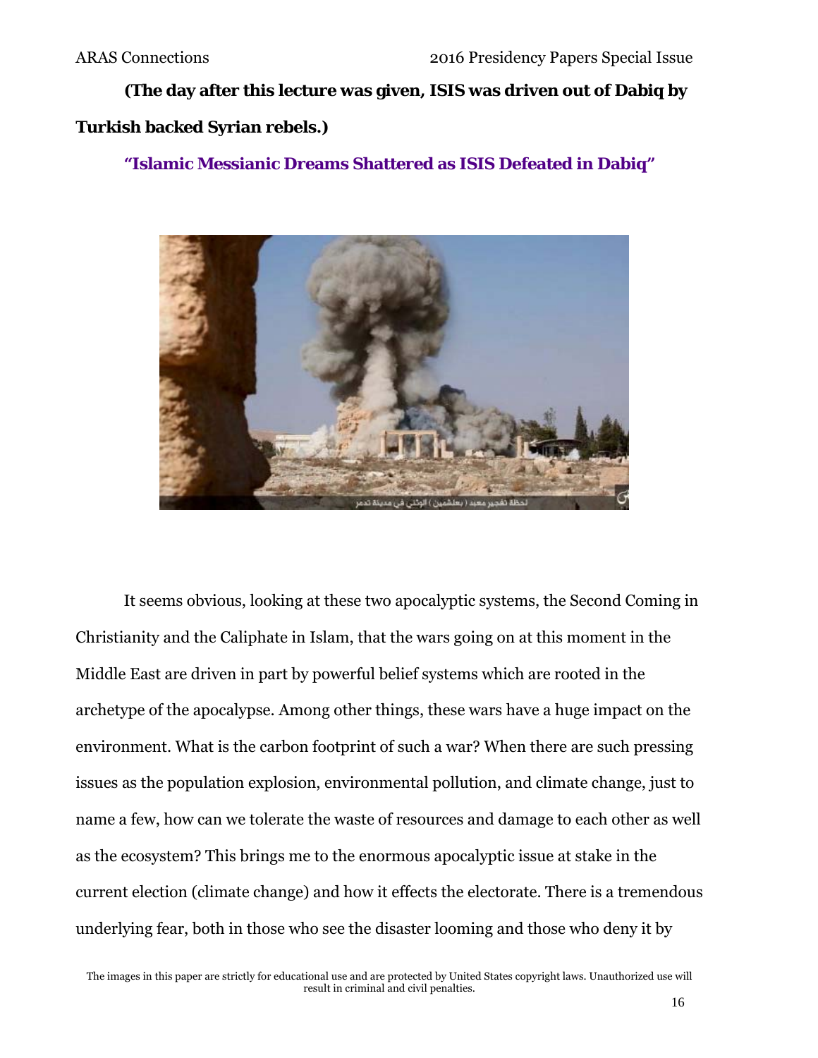**(The day after this lecture was given, ISIS was driven out of Dabiq by Turkish backed Syrian rebels.)**

**"Islamic Messianic Dreams Shattered as ISIS Defeated in Dabiq"**

It seems obvious, looking at these two apocalyptic systems, the Second Coming in Christianity and the Caliphate in Islam, that the wars going on at this moment in the Middle East are driven in part by powerful belief systems which are rooted in the archetype of the apocalypse. Among other things, these wars have a huge impact on the environment. What is the carbon footprint of such a war? When there are such pressing issues as the population explosion, environmental pollution, and climate change, just to name a few, how can we tolerate the waste of resources and damage to each other as well as the ecosystem? This brings me to the enormous apocalyptic issue at stake in the current election (climate change) and how it effects the electorate. There is a tremendous underlying fear, both in those who see the disaster looming and those who deny it by

The images in this paper are strictly for educational use and are protected by United States copyright laws. Unauthorized use will result in criminal and civil penalties.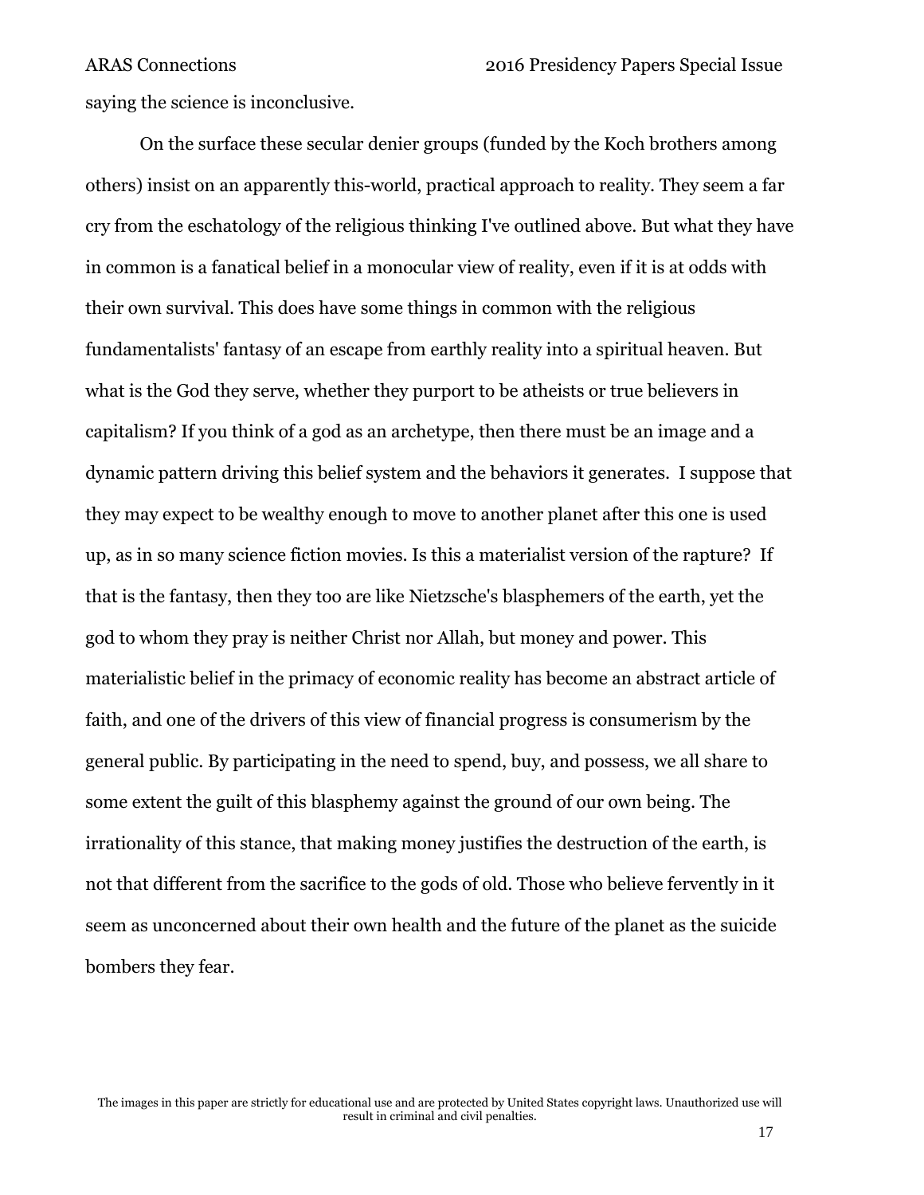saying the science is inconclusive.

On the surface these secular denier groups (funded by the Koch brothers among others) insist on an apparently this-world, practical approach to reality. They seem a far cry from the eschatology of the religious thinking I've outlined above. But what they have in common is a fanatical belief in a monocular view of reality, even if it is at odds with their own survival. This does have some things in common with the religious fundamentalists' fantasy of an escape from earthly reality into a spiritual heaven. But what is the God they serve, whether they purport to be atheists or true believers in capitalism? If you think of a god as an archetype, then there must be an image and a dynamic pattern driving this belief system and the behaviors it generates. I suppose that they may expect to be wealthy enough to move to another planet after this one is used up, as in so many science fiction movies. Is this a materialist version of the rapture? If that is the fantasy, then they too are like Nietzsche's blasphemers of the earth, yet the god to whom they pray is neither Christ nor Allah, but money and power. This materialistic belief in the primacy of economic reality has become an abstract article of faith, and one of the drivers of this view of financial progress is consumerism by the general public. By participating in the need to spend, buy, and possess, we all share to some extent the guilt of this blasphemy against the ground of our own being. The irrationality of this stance, that making money justifies the destruction of the earth, is not that different from the sacrifice to the gods of old. Those who believe fervently in it seem as unconcerned about their own health and the future of the planet as the suicide bombers they fear.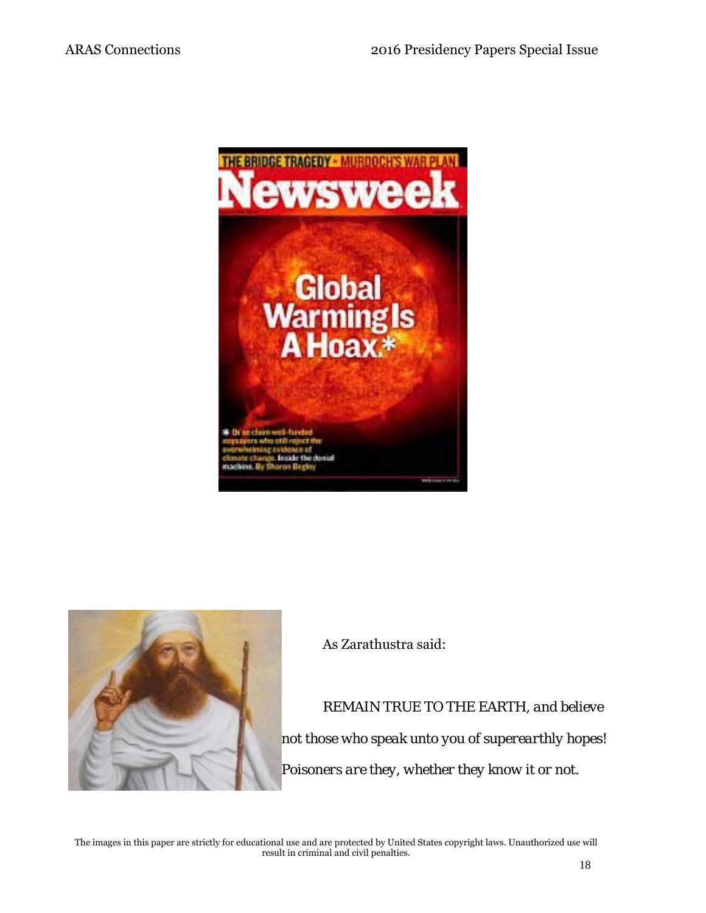As Zarathustra said:

REMAIN TRUE TO THE EARTH, and believe not those who speak unto you of superearthly hopes! Poisoners are they, whether they know it or not.

The images in this paper are strictly for educational use and are protected by United States copyright laws. Unauthorized use will result in criminal and civil penalties.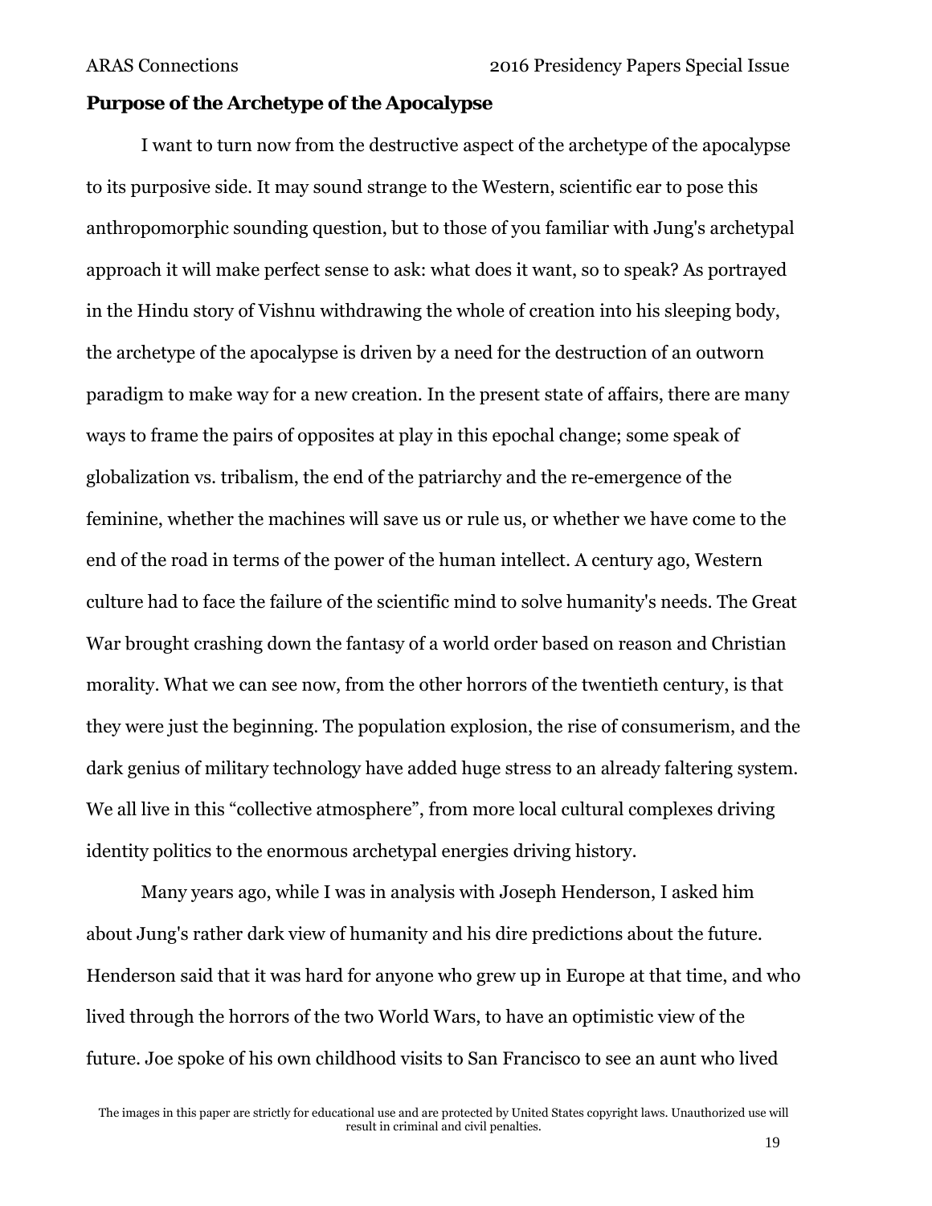**Purpose of the Archetype of the Apocalypse**

I want to turn now from the destructive aspect of the archetype of the apocalypse to its purposive side. It may sound strange to the Western, scientific ear to pose this anthropomorphic sounding question, but to those of you familiar with Jung's archetypal approach it will make perfect sense to ask: what does it want, so to speak? As portrayed in the Hindu story of Vishnu withdrawing the whole of creation into his sleeping body, the archetype of the apocalypse is driven by a need for the destruction of an outworn paradigm to make way for a new creation. In the present state of affairs, there are many ways to frame the pairs of opposites at play in this epochal change; some speak of globalization vs. tribalism, the end of the patriarchy and the re-emergence of the feminine, whether the machines will save us or rule us, or whether we have come to the end of the road in terms of the power of the human intellect. A century ago, Western culture had to face the failure of the scientific mind to solve humanity's needs. The Great War brought crashing down the fantasy of a world order based on reason and Christian morality. What we can see now, from the other horrors of the twentieth century, is that they were just the beginning. The population explosion, the rise of consumerism, and the dark genius of military technology have added huge stress to an already faltering system. We all live in this "collective atmosphere", from more local cultural complexes driving identity politics to the enormous archetypal energies driving history.

Many years ago, while I was in analysis with Joseph Henderson, I asked him about Jung's rather dark view of humanity and his dire predictions about the future. Henderson said that it was hard for anyone who grew up in Europe at that time, and who lived through the horrors of the two World Wars, to have an optimistic view of the future. Joe spoke of his own childhood visits to San Francisco to see an aunt who lived

The images in this paper are strictly for educational use and are protected by United States copyright laws. Unauthorized use will result in criminal and civil penalties.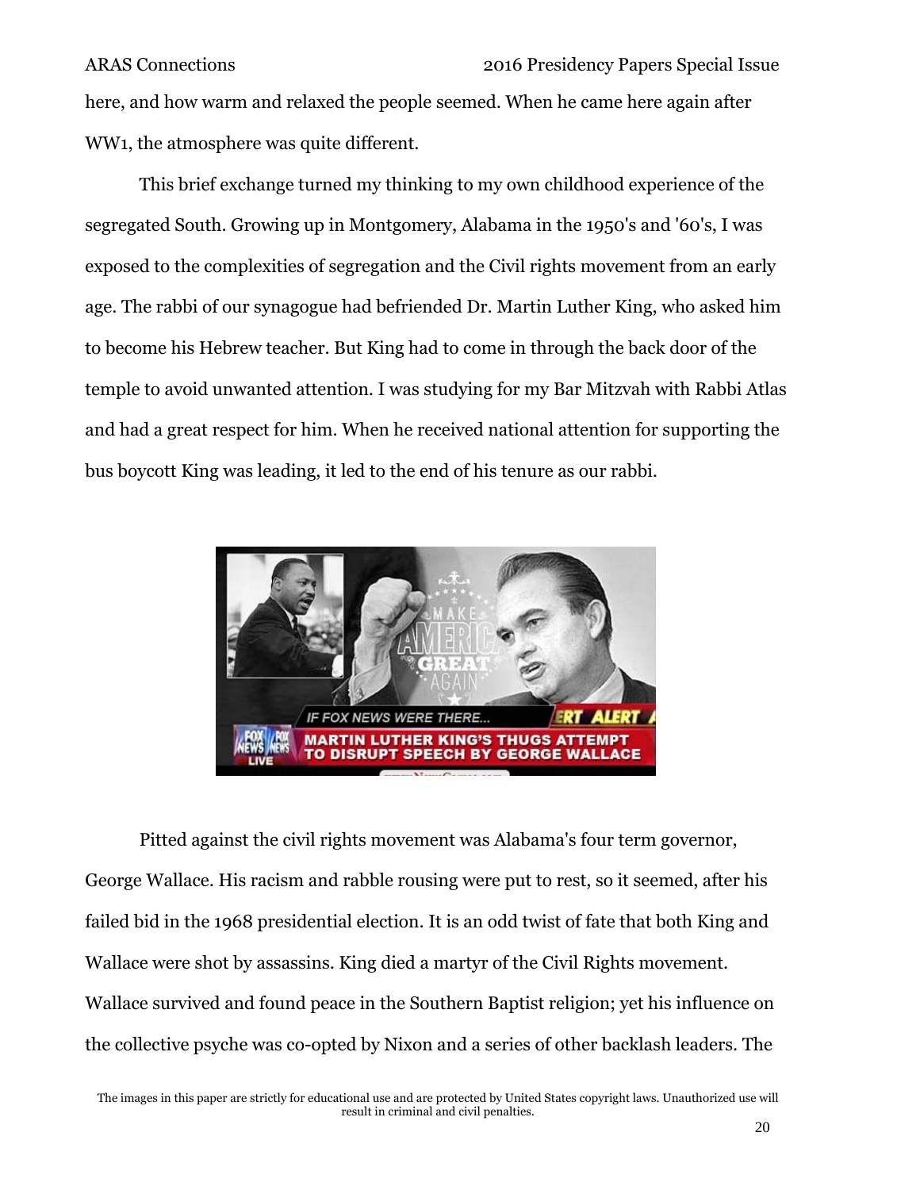here, and how warm and relaxed the people seemed. When he came here again after WW1, the atmosphere was quite different.

This brief exchange turned my thinking to my own childhood experience of the segregated South. Growing up in Montgomery, Alabama in the 1950's and '60's, I was exposed to the complexities of segregation and the Civil rights movement from an early age. The rabbi of our synagogue had befriended Dr. Martin Luther King, who asked him to become his Hebrew teacher. But King had to come in through the back door of the temple to avoid unwanted attention. I was studying for my Bar Mitzvah with Rabbi Atlas and had a great respect for him. When he received national attention for supporting the bus boycott King was leading, it led to the end of his tenure as our rabbi.

Pitted against the civil rights movement was Alabama's four term governor, George Wallace. His racism and rabble rousing were put to rest, so it seemed, after his failed bid in the 1968 presidential election. It is an odd twist of fate that both King and Wallace were shot by assassins. King died a martyr of the Civil Rights movement. Wallace survived and found peace in the Southern Baptist religion; yet his influence on the collective psyche was co-opted by Nixon and a series of other backlash leaders. The

The images in this paper are strictly for educational use and are protected by United States copyright laws. Unauthorized use will result in criminal and civil penalties.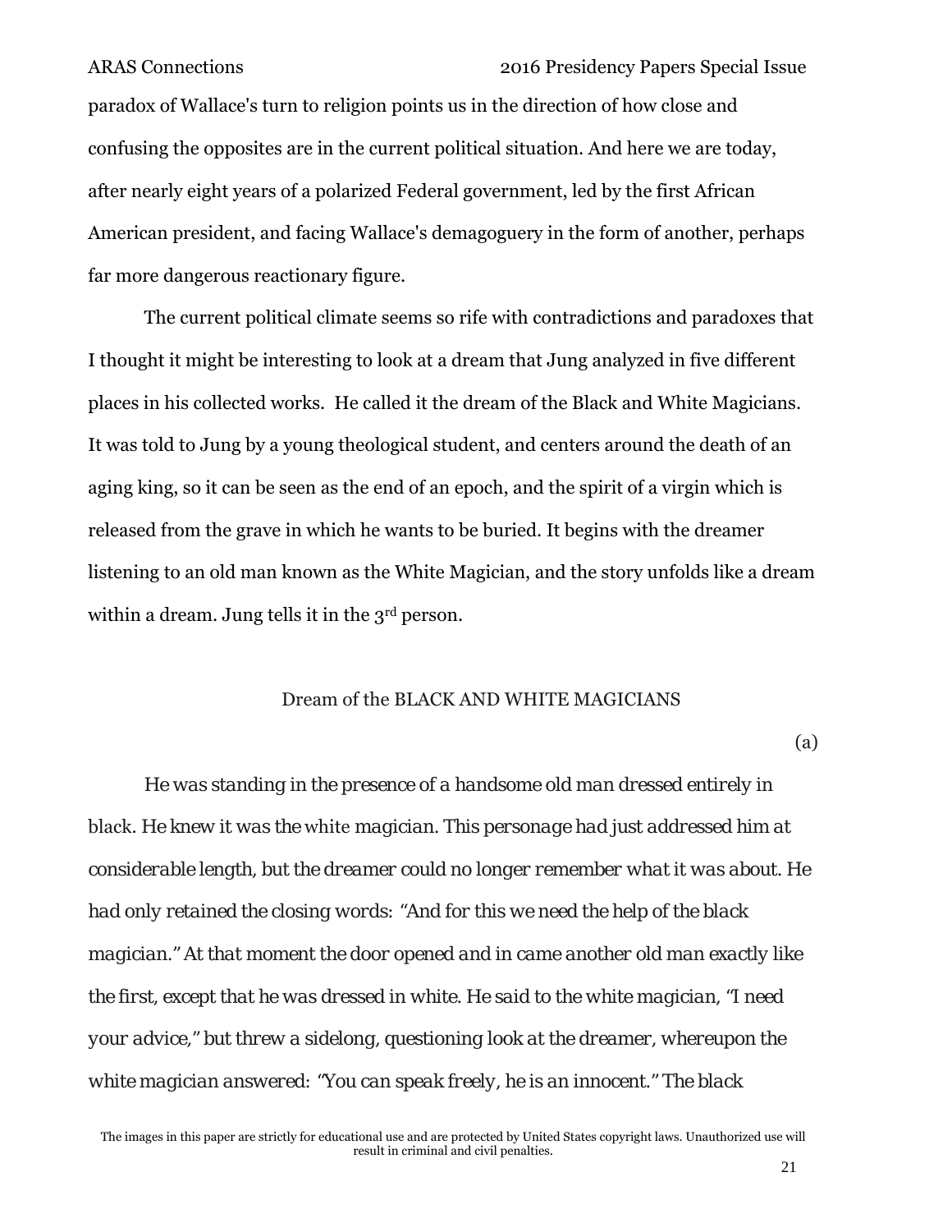paradox of Wallace's turn to religion points us in the direction of how close and confusing the opposites are in the current political situation. And here we are today, after nearly eight years of a polarized Federal government, led by the first African American president, and facing Wallace's demagoguery in the form of another, perhaps far more dangerous reactionary figure.

The current political climate seems so rife with contradictions and paradoxes that I thought it might be interesting to look at a dream that Jung analyzed in five different places in his collected works. He called it the dream of the Black and White Magicians. It was told to Jung by a young theological student, and centers around the death of an aging king, so it can be seen as the end of an epoch, and the spirit of a virgin which is released from the grave in which he wants to be buried. It begins with the dreamer listening to an old man known as the White Magician, and the story unfolds like a dream within a dream. Jung tells it in the 3rd person.

Dream of the BLACK AND WHITE MAGICIANS

(a)

*He was standing in the presence of a handsome old man dressed entirely in black. He knew it was the white magician. This personage had just addressed him at considerable length, but the dreamer could no longer remember what it was about. He had only retained the closing words: "And for this we need the help of the black magician." At that moment the door opened and in came another old man exactly like the first, except that he was dressed in white. He said to the white magician, "I need your advice," but threw a sidelong, questioning look at the dreamer, whereupon the white magician answered: "You can speak freely, he is an innocent." The black*

The images in this paper are strictly for educational use and are protected by United States copyright laws. Unauthorized use will result in criminal and civil penalties.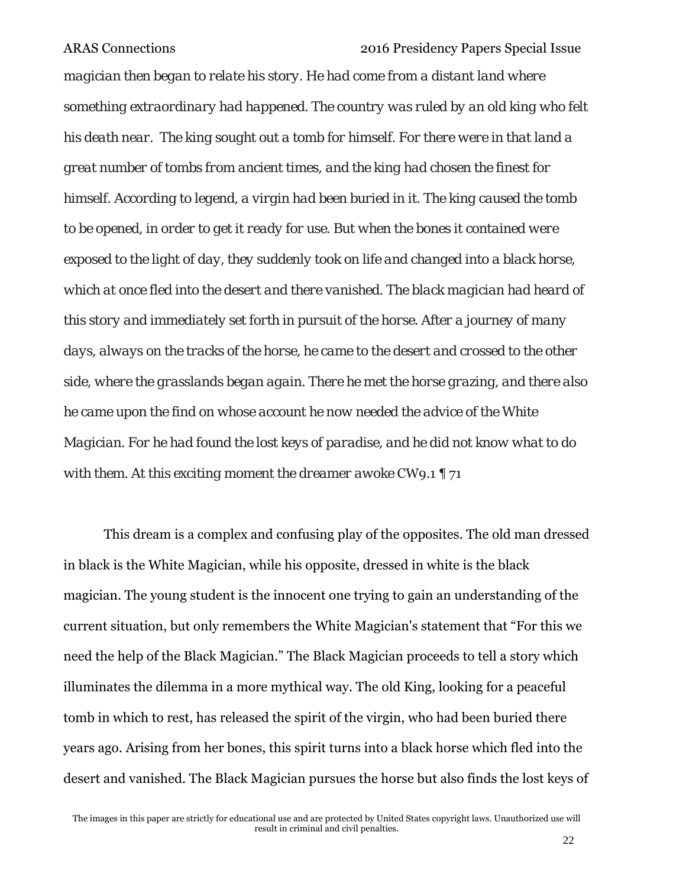*magician then began to relate his story. He had come from a distant land where something extraordinary had happened. The country was ruled by an old king who felt his death near. The king sought out a tomb for himself. For there were in that land a great number of tombs from ancient times, and the king had chosen the finest for himself. According to legend, a virgin had been buried in it. The king caused the tomb to be opened, in order to get it ready for use. But when the bones it contained were exposed to the light of day, they suddenly took on life and changed into a black horse, which at once fled into the desert and there vanished. The black magician had heard of this story and immediately set forth in pursuit of the horse. After a journey of many days, always on the tracks of the horse, he came to the desert and crossed to the other side, where the grasslands began again. There he met the horse grazing, and there also he came upon the find on whose account he now needed the advice of the White Magician. For he had found the lost keys of paradise, and he did not know what to do with them. At this exciting moment the dreamer awoke* CW9.1 ¶ 71

This dream is a complex and confusing play of the opposites. The old man dressed in black is the White Magician, while his opposite, dressed in white is the black magician. The young student is the innocent one trying to gain an understanding of the current situation, but only remembers the White Magician's statement that "For this we need the help of the Black Magician." The Black Magician proceeds to tell a story which illuminates the dilemma in a more mythical way. The old King, looking for a peaceful tomb in which to rest, has released the spirit of the virgin, who had been buried there years ago. Arising from her bones, this spirit turns into a black horse which fled into the desert and vanished. The Black Magician pursues the horse but also finds the lost keys of

The images in this paper are strictly for educational use and are protected by United States copyright laws. Unauthorized use will result in criminal and civil penalties.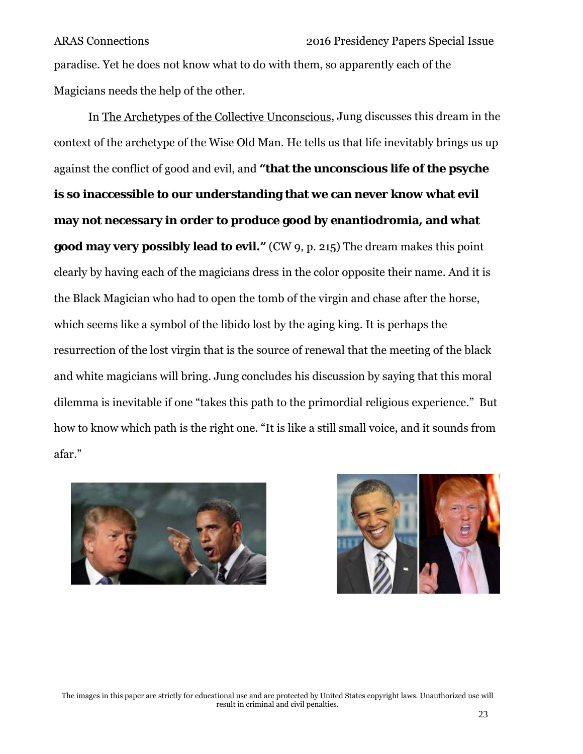paradise. Yet he does not know what to do with them, so apparently each of the Magicians needs the help of the other.

In The Archetypes of the Collective Unconscious, Jung discusses this dream in the context of the archetype of the Wise Old Man. He tells us that life inevitably brings us up against the conflict of good and evil, and **"that the unconscious life of the psyche is so inaccessible to our understanding that we can never know what evil may not necessary in order to produce good by enantiodromia, and what good may very possibly lead to evil."** (CW 9, p. 215) The dream makes this point clearly by having each of the magicians dress in the color opposite their name. And it is the Black Magician who had to open the tomb of the virgin and chase after the horse, which seems like a symbol of the libido lost by the aging king. It is perhaps the resurrection of the lost virgin that is the source of renewal that the meeting of the black and white magicians will bring. Jung concludes his discussion by saying that this moral dilemma is inevitable if one "takes this path to the primordial religious experience." But how to know which path is the right one. "It is like a still small voice, and it sounds from afar."

The images in this paper are strictly for educational use and are protected by United States copyright laws. Unauthorized use will result in criminal and civil penalties.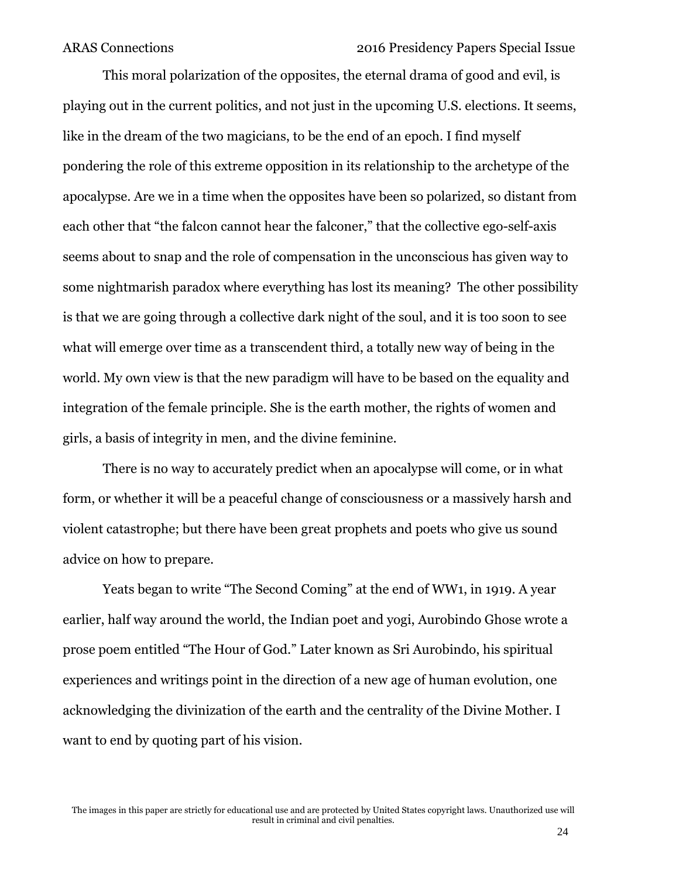This moral polarization of the opposites, the eternal drama of good and evil, is playing out in the current politics, and not just in the upcoming U.S. elections. It seems, like in the dream of the two magicians, to be the end of an epoch. I find myself pondering the role of this extreme opposition in its relationship to the archetype of the apocalypse. Are we in a time when the opposites have been so polarized, so distant from each other that "the falcon cannot hear the falconer," that the collective ego-self-axis seems about to snap and the role of compensation in the unconscious has given way to some nightmarish paradox where everything has lost its meaning? The other possibility is that we are going through a collective dark night of the soul, and it is too soon to see what will emerge over time as a transcendent third, a totally new way of being in the world. My own view is that the new paradigm will have to be based on the equality and integration of the female principle. She is the earth mother, the rights of women and girls, a basis of integrity in men, and the divine feminine.

There is no way to accurately predict when an apocalypse will come, or in what form, or whether it will be a peaceful change of consciousness or a massively harsh and violent catastrophe; but there have been great prophets and poets who give us sound advice on how to prepare.

Yeats began to write "The Second Coming" at the end of WW1, in 1919. A year earlier, half way around the world, the Indian poet and yogi, Aurobindo Ghose wrote a prose poem entitled "The Hour of God." Later known as Sri Aurobindo, his spiritual experiences and writings point in the direction of a new age of human evolution, one acknowledging the divinization of the earth and the centrality of the Divine Mother. I want to end by quoting part of his vision.

The images in this paper are strictly for educational use and are protected by United States copyright laws. Unauthorized use will result in criminal and civil penalties.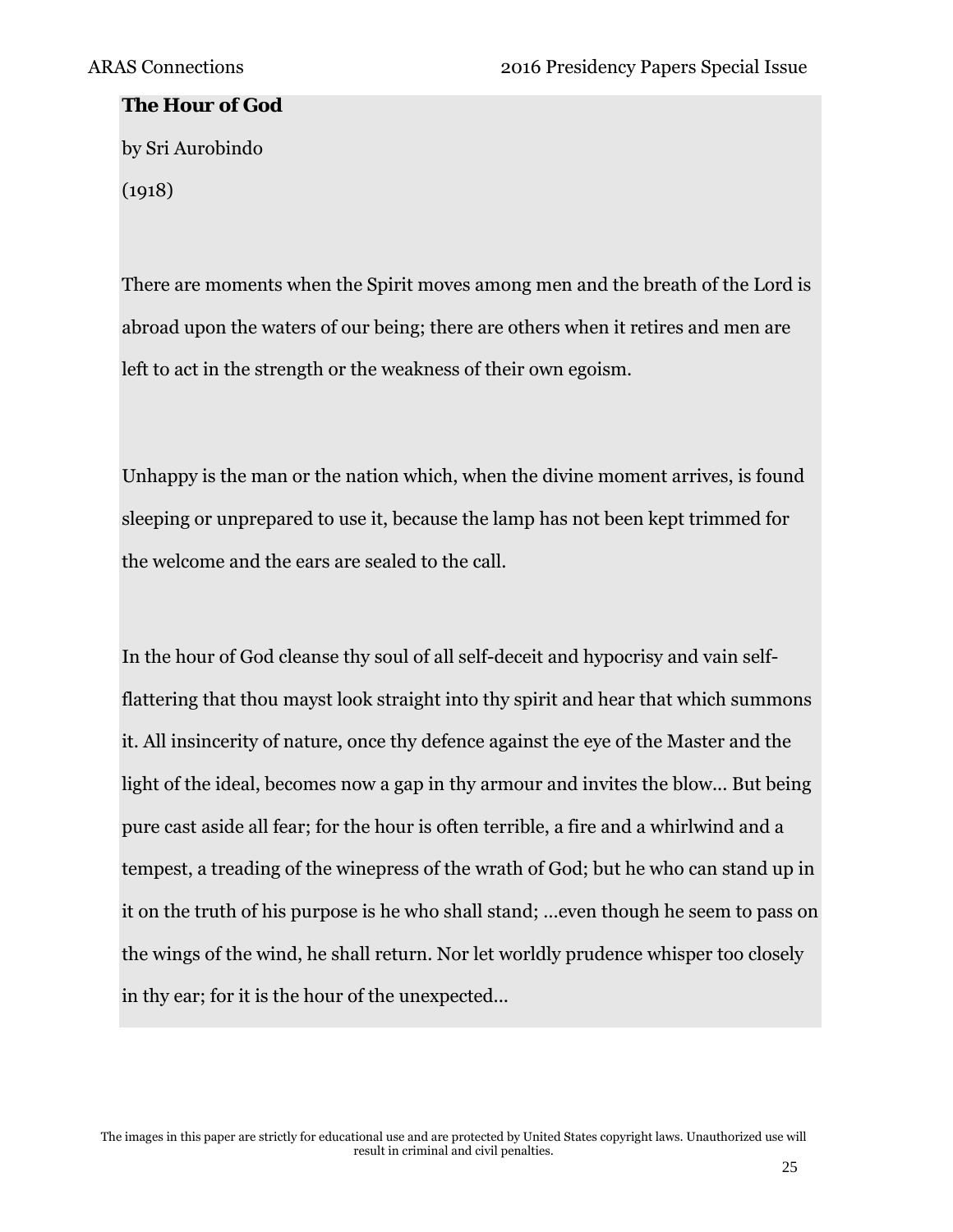**The Hour of God**

by Sri Aurobindo

(1918)

There are moments when the Spirit moves among men and the breath of the Lord is abroad upon the waters of our being; there are others when it retires and men are left to act in the strength or the weakness of their own egoism.

Unhappy is the man or the nation which, when the divine moment arrives, is found sleeping or unprepared to use it, because the lamp has not been kept trimmed for the welcome and the ears are sealed to the call.

In the hour of God cleanse thy soul of all self-deceit and hypocrisy and vain self-flattering that thou mayst look straight into thy spirit and hear that which summons it. All insincerity of nature, once thy defence against the eye of the Master and the light of the ideal, becomes now a gap in thy armour and invites the blow... But being pure cast aside all fear; for the hour is often terrible, a fire and a whirlwind and a tempest, a treading of the winepress of the wrath of God; but he who can stand up in it on the truth of his purpose is he who shall stand; ...even though he seem to pass on the wings of the wind, he shall return. Nor let worldly prudence whisper too closely in thy ear; for it is the hour of the unexpected...

The images in this paper are strictly for educational use and are protected by United States copyright laws. Unauthorized use will result in criminal and civil penalties.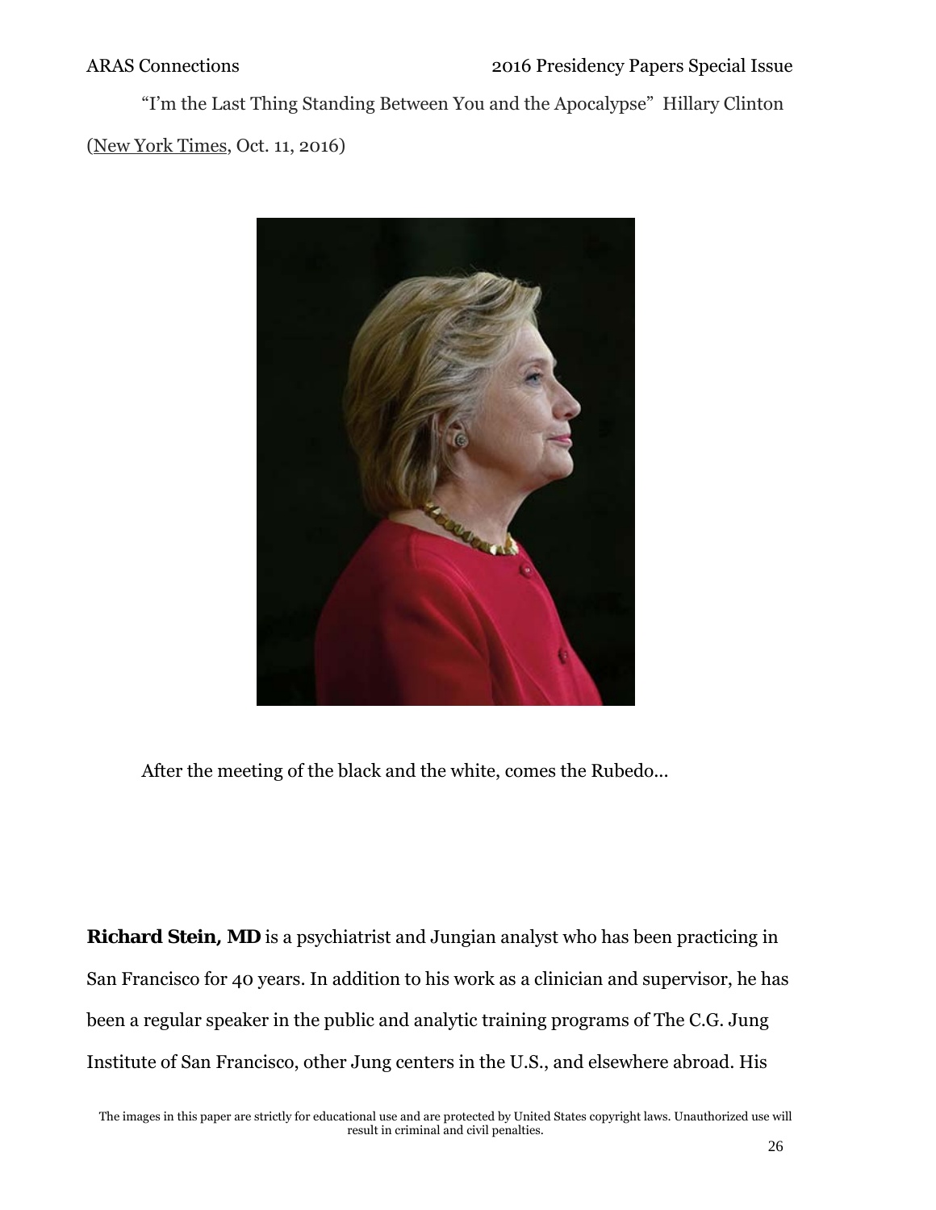"I'm the Last Thing Standing Between You and the Apocalypse" Hillary Clinton (New York Times, Oct. 11, 2016)

After the meeting of the black and the white, comes the Rubedo…

**Richard Stein, MD** is a psychiatrist and Jungian analyst who has been practicing in San Francisco for 40 years. In addition to his work as a clinician and supervisor, he has been a regular speaker in the public and analytic training programs of The C.G. Jung Institute of San Francisco, other Jung centers in the U.S., and elsewhere abroad. His

The images in this paper are strictly for educational use and are protected by United States copyright laws. Unauthorized use will result in criminal and civil penalties.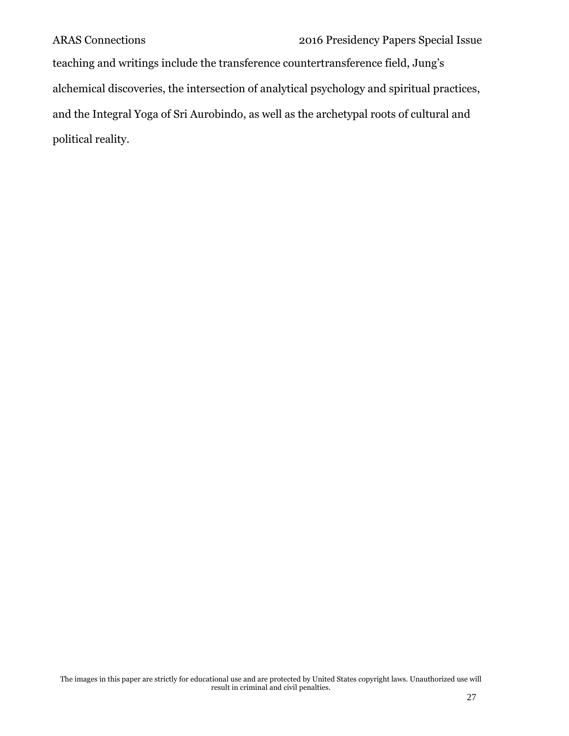teaching and writings include the transference countertransference field, Jung's alchemical discoveries, the intersection of analytical psychology and spiritual practices, and the Integral Yoga of Sri Aurobindo, as well as the archetypal roots of cultural and political reality.